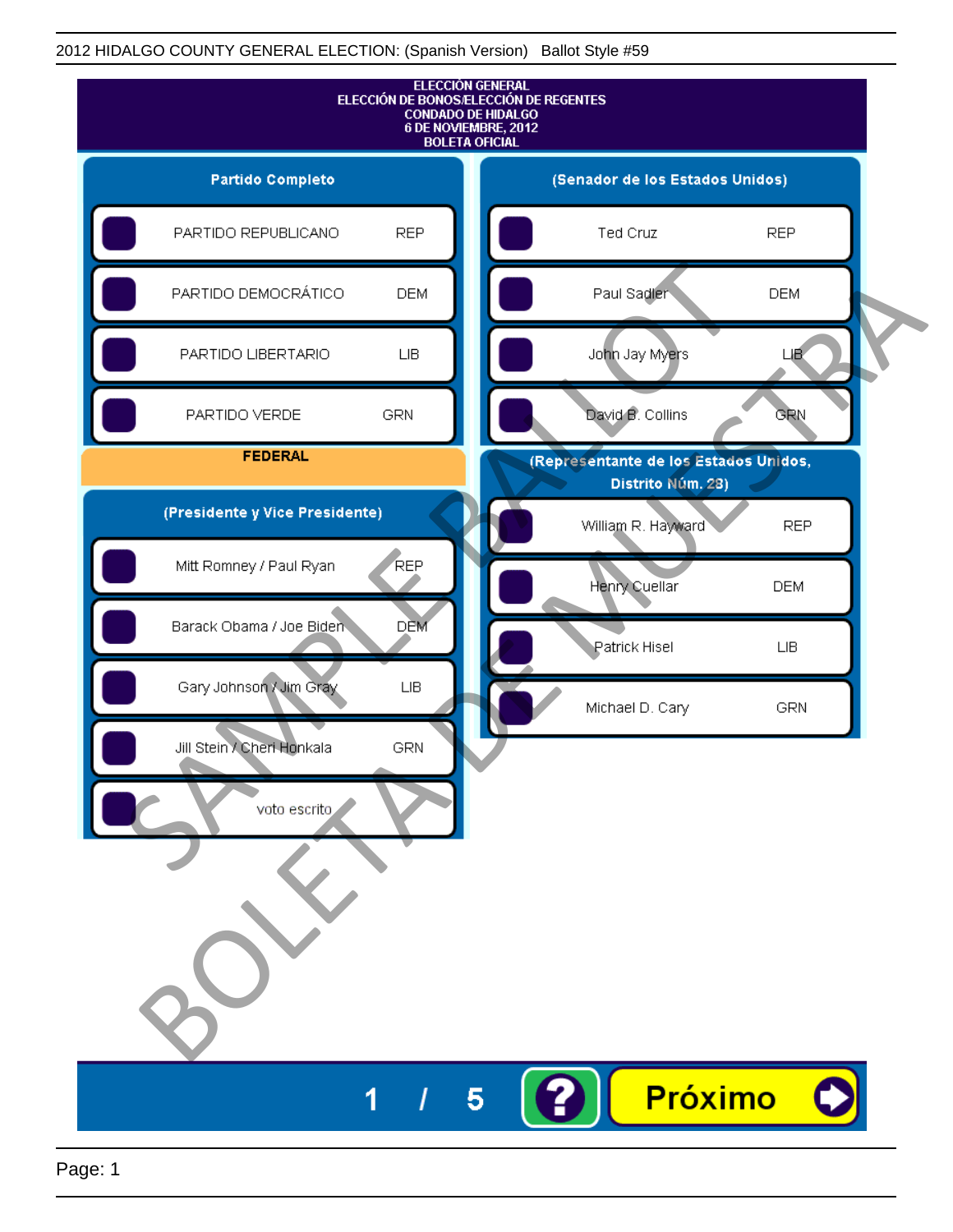2012 HIDALGO COUNTY GENERAL ELECTION: (Spanish Version)   Ballot Style #59

# ELECCIÓN GENERAL
## ELECCIÓN DE BONOS/ELECCIÓN DE REGENTES
## CONDADO DE HIDALGO
## 6 DE NOVIEMBRE, 2012
## BOLETA OFICIAL

### Partido Completo

| | |
|---|---|
| PARTIDO REPUBLICANO | REP |
| PARTIDO DEMOCRÁTICO | DEM |
| PARTIDO LIBERTARIO | LIB |
| PARTIDO VERDE | GRN |

### FEDERAL

### (Presidente y Vice Presidente)

| | |
|---|---|
| Mitt Romney / Paul Ryan | REP |
| Barack Obama / Joe Biden | DEM |
| Gary Johnson / Jim Gray | LIB |
| Jill Stein / Cheri Honkala | GRN |
| voto escrito | |

### (Senador de los Estados Unidos)

| | |
|---|---|
| Ted Cruz | REP |
| Paul Sadler | DEM |
| John Jay Myers | LIB |
| David B. Collins | GRN |

### (Representante de los Estados Unidos, Distrito Núm. 28)

| | |
|---|---|
| William R. Hayward | REP |
| Henry Cuellar | DEM |
| Patrick Hisel | LIB |
| Michael D. Cary | GRN |

SAMPLE BALLOT
BOLETA DE MUESTRA

1 / 5

Próximo

Page: 1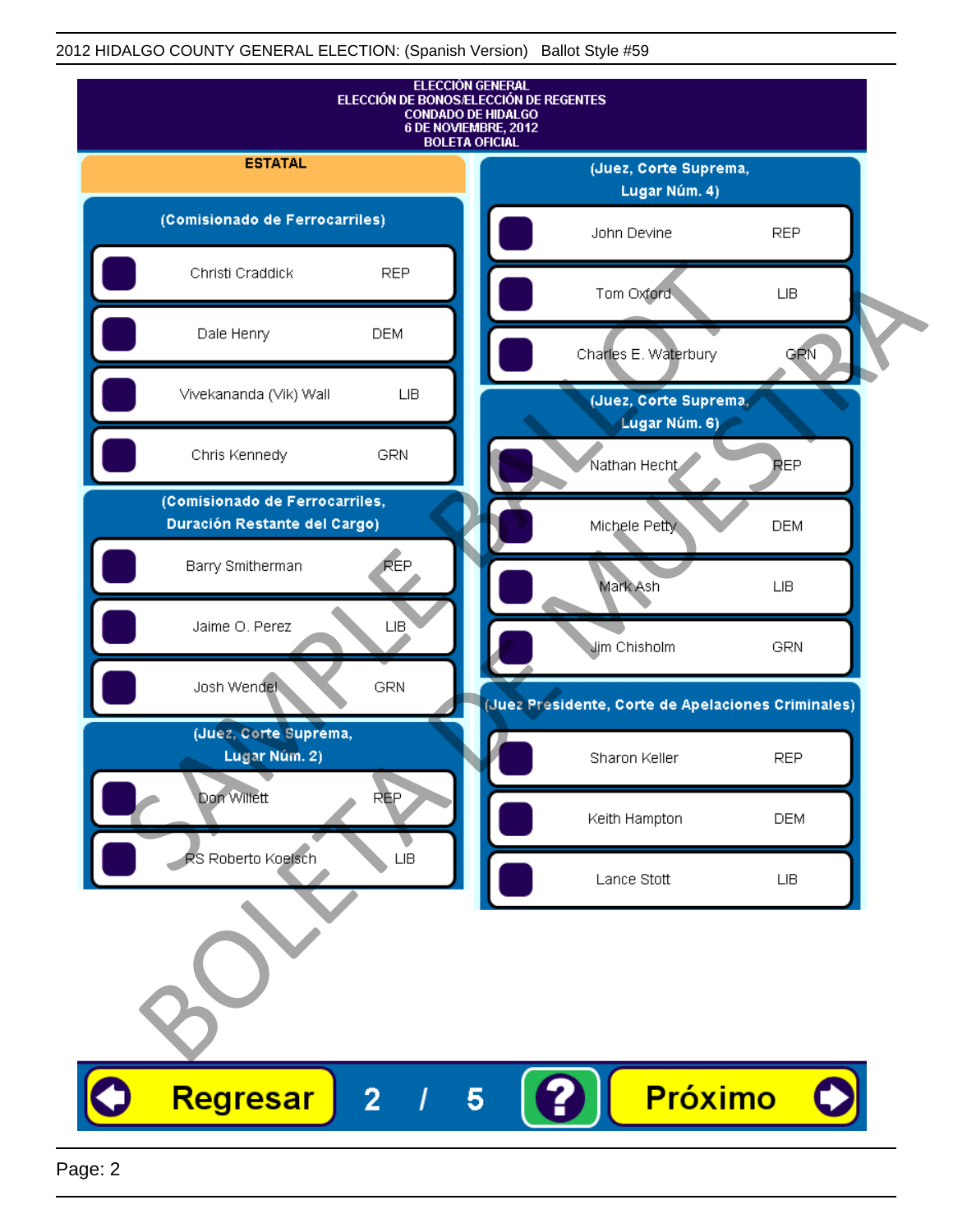2012 HIDALGO COUNTY GENERAL ELECTION: (Spanish Version) Ballot Style #59

# ELECCIÓN GENERAL
## ELECCIÓN DE BONOS/ELECCIÓN DE REGENTES
## CONDADO DE HIDALGO
## 6 DE NOVIEMBRE, 2012
## BOLETA OFICIAL

**ESTATAL**

### (Comisionado de Ferrocarriles)

| Candidato | Partido |
|---|---|
| Christi Craddick | REP |
| Dale Henry | DEM |
| Vivekananda (Vik) Wall | LIB |
| Chris Kennedy | GRN |

### (Comisionado de Ferrocarriles, Duración Restante del Cargo)

| Candidato | Partido |
|---|---|
| Barry Smitherman | REP |
| Jaime O. Perez | LIB |
| Josh Wendel | GRN |

### (Juez, Corte Suprema, Lugar Núm. 2)

| Candidato | Partido |
|---|---|
| Don Willett | REP |
| RS Roberto Koelsch | LIB |

### (Juez, Corte Suprema, Lugar Núm. 4)

| Candidato | Partido |
|---|---|
| John Devine | REP |
| Tom Oxford | LIB |
| Charles E. Waterbury | GRN |

### (Juez, Corte Suprema, Lugar Núm. 6)

| Candidato | Partido |
|---|---|
| Nathan Hecht | REP |
| Michele Petty | DEM |
| Mark Ash | LIB |
| Jim Chisholm | GRN |

### (Juez Presidente, Corte de Apelaciones Criminales)

| Candidato | Partido |
|---|---|
| Sharon Keller | REP |
| Keith Hampton | DEM |
| Lance Stott | LIB |

SAMPLE BALLOT — BOLETA DE MUESTRA

Regresar 2 / 5 ? Próximo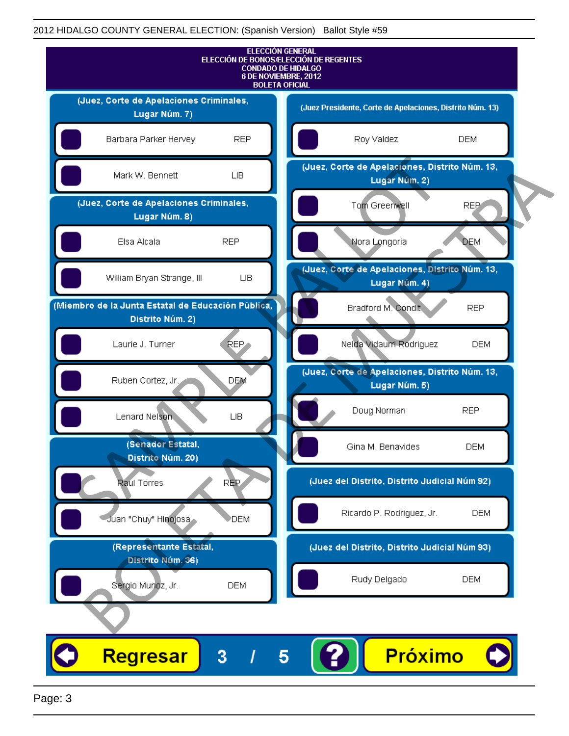2012 HIDALGO COUNTY GENERAL ELECTION: (Spanish Version) Ballot Style #59

**ELECCIÓN GENERAL**
**ELECCIÓN DE BONOS/ELECCIÓN DE REGENTES**
**CONDADO DE HIDALGO**
**6 DE NOVIEMBRE, 2012**
**BOLETA OFICIAL**

### (Juez, Corte de Apelaciones Criminales, Lugar Núm. 7)

| Candidate | Party |
|---|---|
| Barbara Parker Hervey | REP |
| Mark W. Bennett | LIB |

### (Juez, Corte de Apelaciones Criminales, Lugar Núm. 8)

| Candidate | Party |
|---|---|
| Elsa Alcala | REP |
| William Bryan Strange, III | LIB |

### (Miembro de la Junta Estatal de Educación Pública, Distrito Núm. 2)

| Candidate | Party |
|---|---|
| Laurie J. Turner | REP |
| Ruben Cortez, Jr. | DEM |
| Lenard Nelson | LIB |

### (Senador Estatal, Distrito Núm. 20)

| Candidate | Party |
|---|---|
| Raul Torres | REP |
| Juan "Chuy" Hinojosa | DEM |

### (Representante Estatal, Distrito Núm. 36)

| Candidate | Party |
|---|---|
| Sergio Munoz, Jr. | DEM |

### (Juez Presidente, Corte de Apelaciones, Distrito Núm. 13)

| Candidate | Party |
|---|---|
| Roy Valdez | DEM |

### (Juez, Corte de Apelaciones, Distrito Núm. 13, Lugar Núm. 2)

| Candidate | Party |
|---|---|
| Tom Greenwell | REP |
| Nora Longoria | DEM |

### (Juez, Corte de Apelaciones, Distrito Núm. 13, Lugar Núm. 4)

| Candidate | Party |
|---|---|
| Bradford M. Condit | REP |
| Nelda Vidaurri Rodriguez | DEM |

### (Juez, Corte de Apelaciones, Distrito Núm. 13, Lugar Núm. 5)

| Candidate | Party |
|---|---|
| Doug Norman | REP |
| Gina M. Benavides | DEM |

### (Juez del Distrito, Distrito Judicial Núm 92)

| Candidate | Party |
|---|---|
| Ricardo P. Rodriguez, Jr. | DEM |

### (Juez del Distrito, Distrito Judicial Núm 93)

| Candidate | Party |
|---|---|
| Rudy Delgado | DEM |

SAMPLE BALLOT — BOLETA DE MUESTRA

Regresar | 3 / 5 | ? | Próximo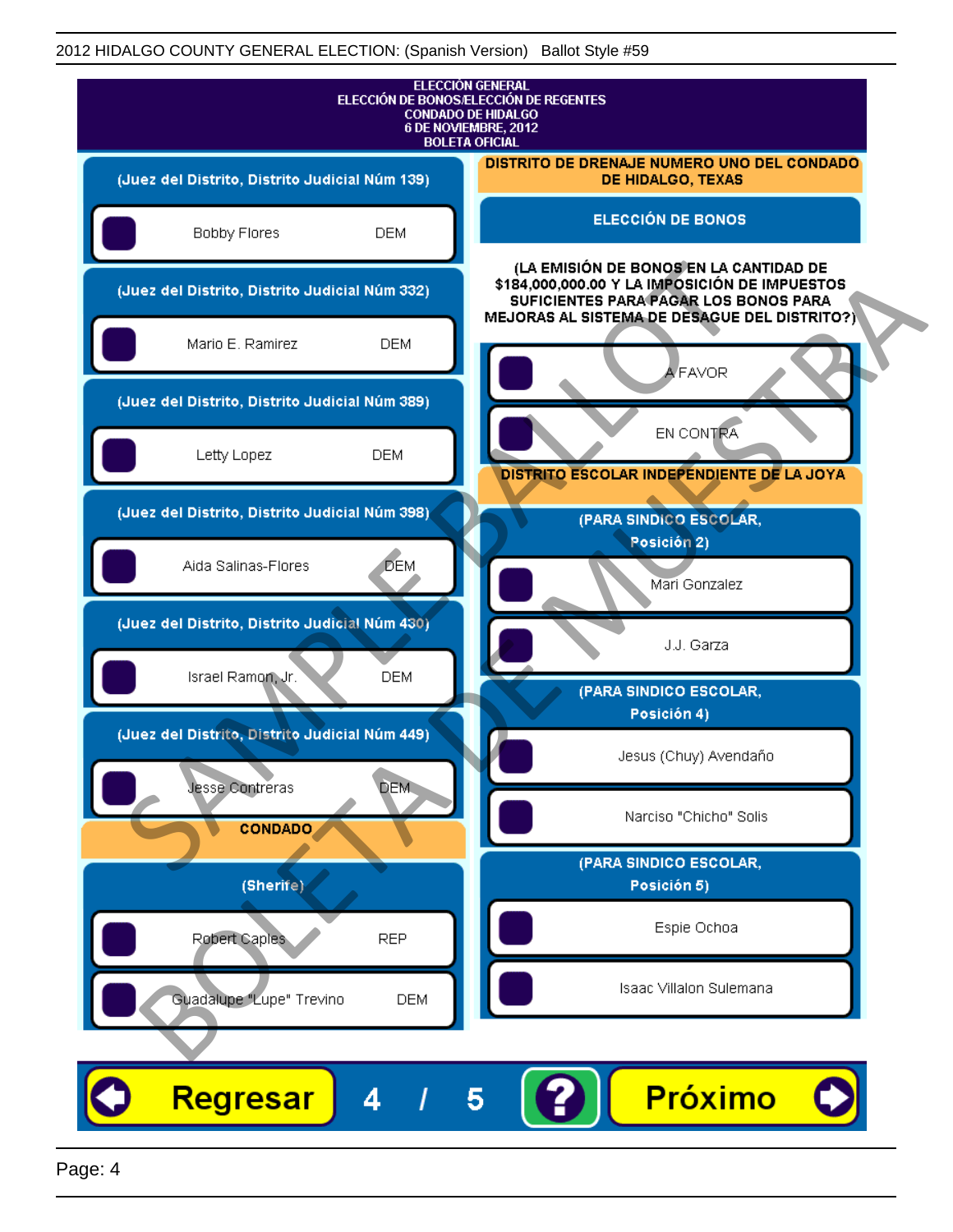2012 HIDALGO COUNTY GENERAL ELECTION: (Spanish Version) Ballot Style #59

# ELECCIÓN GENERAL
## ELECCIÓN DE BONOS/ELECCIÓN DE REGENTES
## CONDADO DE HIDALGO
## 6 DE NOVIEMBRE, 2012
## BOLETA OFICIAL

**(Juez del Distrito, Distrito Judicial Núm 139)**

- Bobby Flores DEM

**(Juez del Distrito, Distrito Judicial Núm 332)**

- Mario E. Ramirez DEM

**(Juez del Distrito, Distrito Judicial Núm 389)**

- Letty Lopez DEM

**(Juez del Distrito, Distrito Judicial Núm 398)**

- Aida Salinas-Flores DEM

**(Juez del Distrito, Distrito Judicial Núm 430)**

- Israel Ramon, Jr. DEM

**(Juez del Distrito, Distrito Judicial Núm 449)**

- Jesse Contreras DEM

### CONDADO

**(Sherife)**

- Robert Caples REP
- Guadalupe "Lupe" Trevino DEM

### DISTRITO DE DRENAJE NUMERO UNO DEL CONDADO DE HIDALGO, TEXAS

**ELECCIÓN DE BONOS**

**(LA EMISIÓN DE BONOS EN LA CANTIDAD DE $184,000,000.00 Y LA IMPOSICIÓN DE IMPUESTOS SUFICIENTES PARA PAGAR LOS BONOS PARA MEJORAS AL SISTEMA DE DESAGUE DEL DISTRITO?)**

- A FAVOR
- EN CONTRA

### DISTRITO ESCOLAR INDEPENDIENTE DE LA JOYA

**(PARA SINDICO ESCOLAR, Posición 2)**

- Mari Gonzalez
- J.J. Garza

**(PARA SINDICO ESCOLAR, Posición 4)**

- Jesus (Chuy) Avendaño
- Narciso "Chicho" Solis

**(PARA SINDICO ESCOLAR, Posición 5)**

- Espie Ochoa
- Isaac Villalon Sulemana

Regresar 4 / 5 ? Próximo

SAMPLE BALLOT
BOLETA DE MUESTRA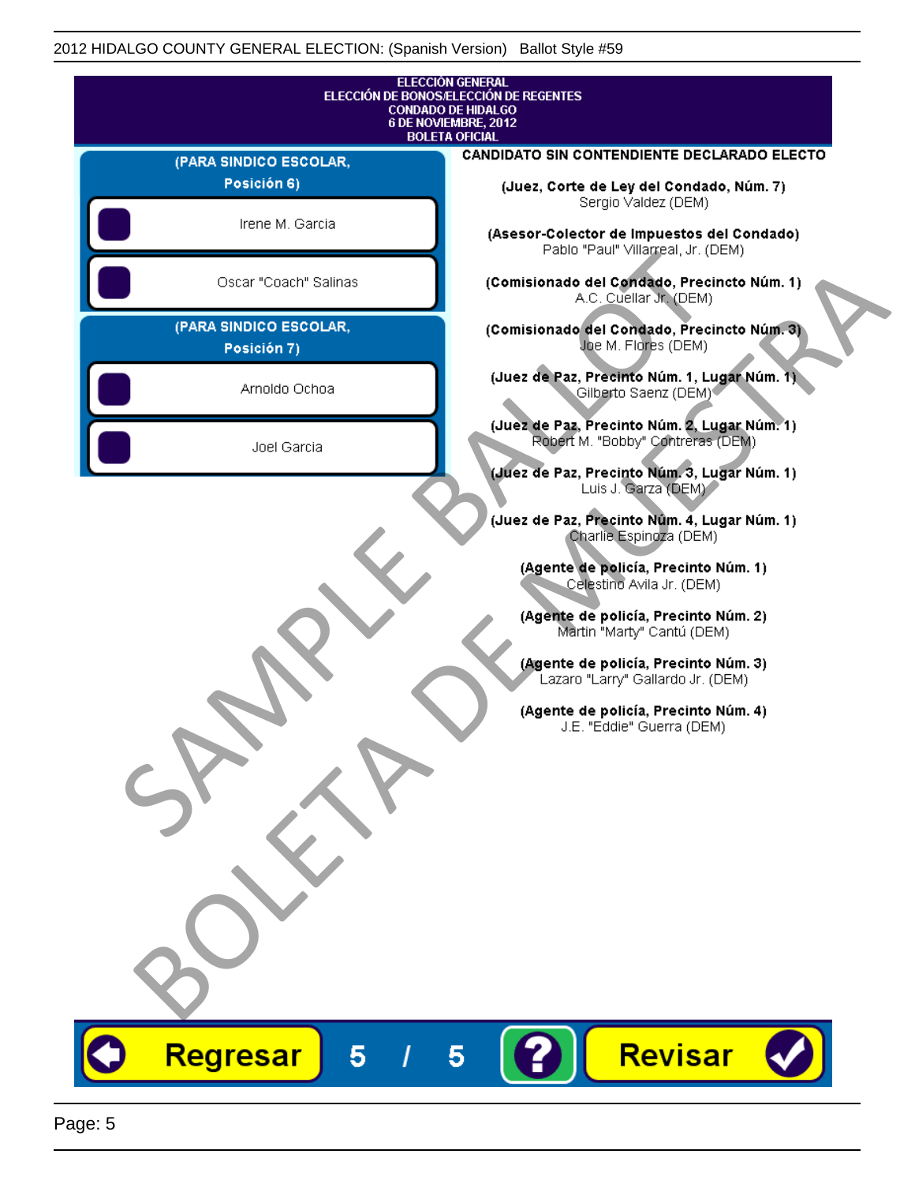ELECCIÓN GENERAL
ELECCIÓN DE BONOS/ELECCIÓN DE REGENTES
CONDADO DE HIDALGO
6 DE NOVIEMBRE, 2012
BOLETA OFICIAL

**(PARA SINDICO ESCOLAR, Posición 6)**

- Irene M. Garcia
- Oscar "Coach" Salinas

**(PARA SINDICO ESCOLAR, Posición 7)**

- Arnoldo Ochoa
- Joel Garcia

**CANDIDATO SIN CONTENDIENTE DECLARADO ELECTO**

**(Juez, Corte de Ley del Condado, Núm. 7)**
Sergio Valdez (DEM)

**(Asesor-Colector de Impuestos del Condado)**
Pablo "Paul" Villarreal, Jr. (DEM)

**(Comisionado del Condado, Precincto Núm. 1)**
A.C. Cuellar Jr. (DEM)

**(Comisionado del Condado, Precincto Núm. 3)**
Joe M. Flores (DEM)

**(Juez de Paz, Precinto Núm. 1, Lugar Núm. 1)**
Gilberto Saenz (DEM)

**(Juez de Paz, Precinto Núm. 2, Lugar Núm. 1)**
Robert M. "Bobby" Contreras (DEM)

**(Juez de Paz, Precinto Núm. 3, Lugar Núm. 1)**
Luis J. Garza (DEM)

**(Juez de Paz, Precinto Núm. 4, Lugar Núm. 1)**
Charlie Espinoza (DEM)

**(Agente de policía, Precinto Núm. 1)**
Celestino Avila Jr. (DEM)

**(Agente de policía, Precinto Núm. 2)**
Martin "Marty" Cantú (DEM)

**(Agente de policía, Precinto Núm. 3)**
Lazaro "Larry" Gallardo Jr. (DEM)

**(Agente de policía, Precinto Núm. 4)**
J.E. "Eddie" Guerra (DEM)

SAMPLE BALLOT
BOLETA DE MUESTRA

Regresar 5 / 5 ? Revisar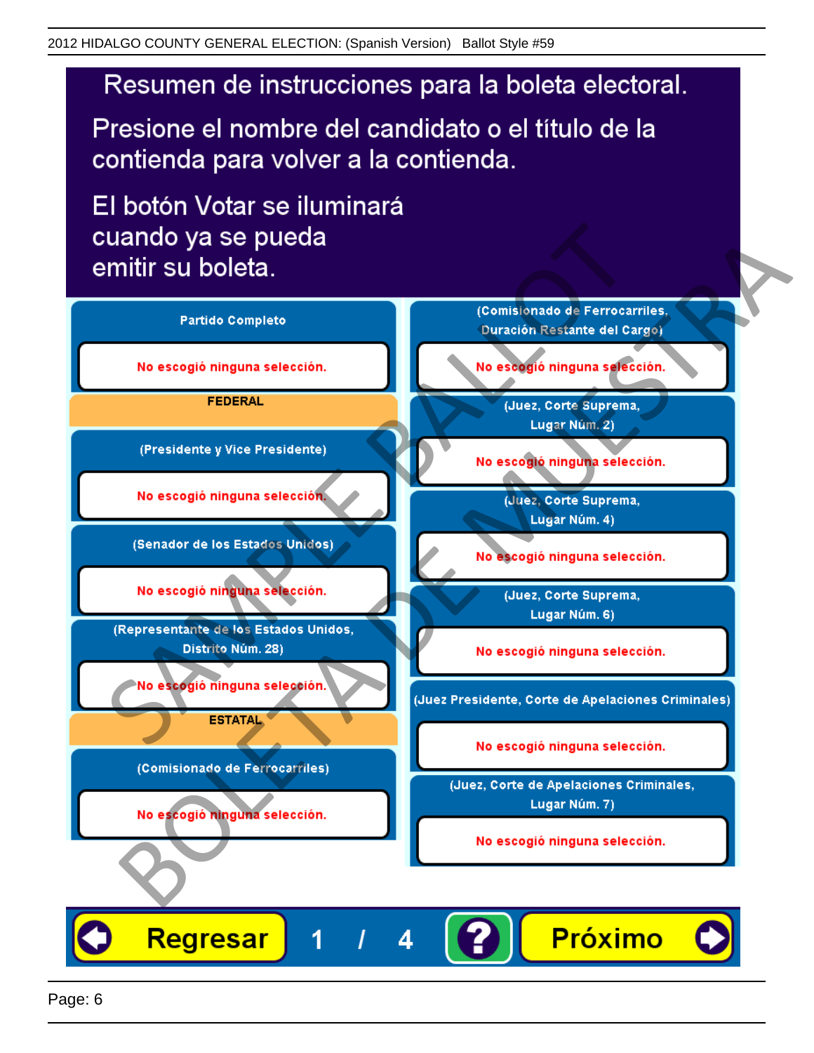# Resumen de instrucciones para la boleta electoral.

Presione el nombre del candidato o el título de la contienda para volver a la contienda.

El botón Votar se iluminará cuando ya se pueda emitir su boleta.

**Partido Completo**

No escogió ninguna selección.

**FEDERAL**

**(Presidente y Vice Presidente)**

No escogió ninguna selección.

**(Senador de los Estados Unidos)**

No escogió ninguna selección.

**(Representante de los Estados Unidos, Distrito Núm. 28)**

No escogió ninguna selección.

**ESTATAL**

**(Comisionado de Ferrocarriles)**

No escogió ninguna selección.

**(Comisionado de Ferrocarriles, Duración Restante del Cargo)**

No escogió ninguna selección.

**(Juez, Corte Suprema, Lugar Núm. 2)**

No escogió ninguna selección.

**(Juez, Corte Suprema, Lugar Núm. 4)**

No escogió ninguna selección.

**(Juez, Corte Suprema, Lugar Núm. 6)**

No escogió ninguna selección.

**(Juez Presidente, Corte de Apelaciones Criminales)**

No escogió ninguna selección.

**(Juez, Corte de Apelaciones Criminales, Lugar Núm. 7)**

No escogió ninguna selección.

Regresar 1 / 4 ? Próximo

SAMPLE BALLOT BOLETA DE MUESTRA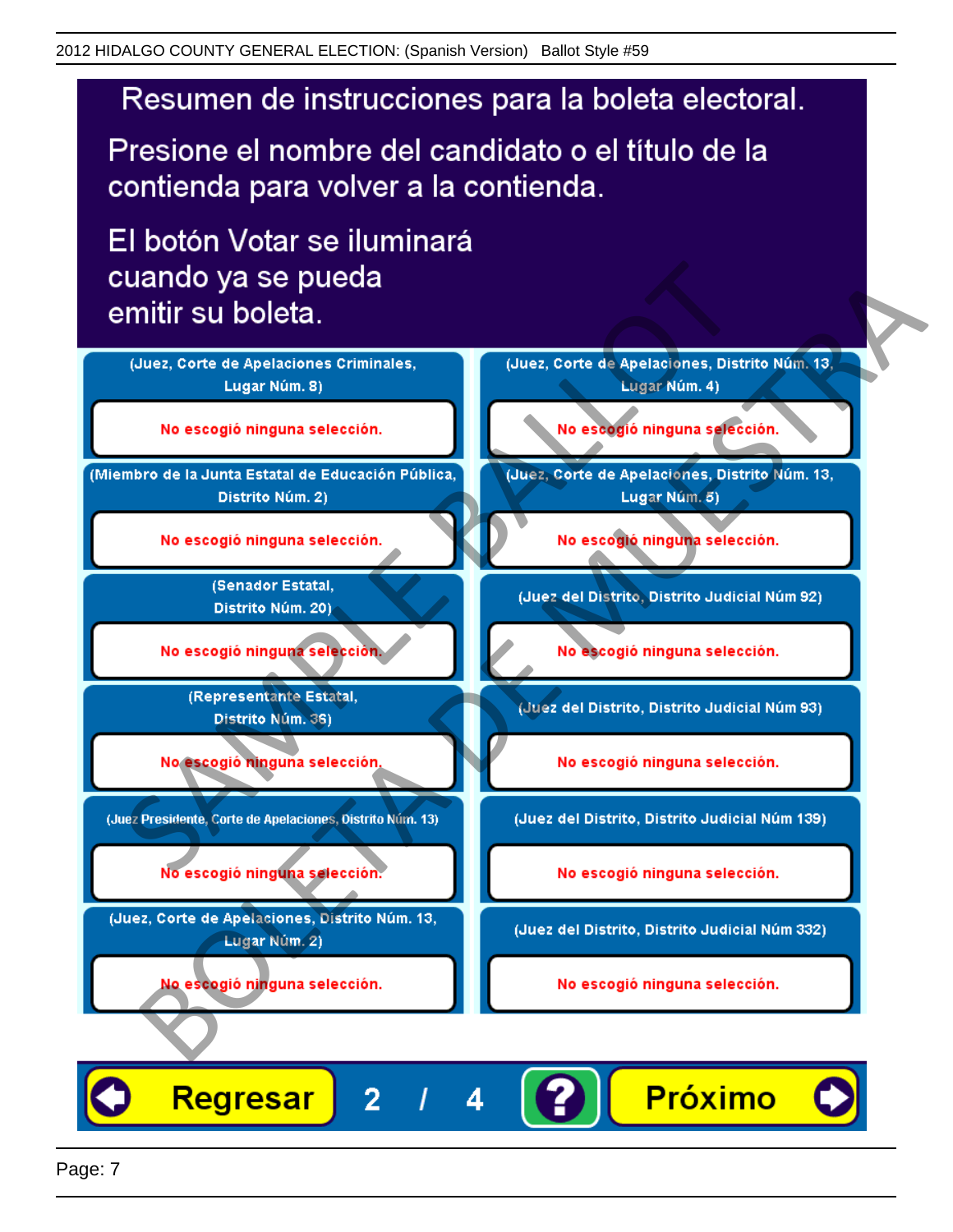# Resumen de instrucciones para la boleta electoral.

Presione el nombre del candidato o el título de la contienda para volver a la contienda.

El botón Votar se iluminará cuando ya se pueda emitir su boleta.

| | |
|---|---|
| (Juez, Corte de Apelaciones Criminales, Lugar Núm. 8) | (Juez, Corte de Apelaciones, Distrito Núm. 13, Lugar Núm. 4) |
| No escogió ninguna selección. | No escogió ninguna selección. |
| (Miembro de la Junta Estatal de Educación Pública, Distrito Núm. 2) | (Juez, Corte de Apelaciones, Distrito Núm. 13, Lugar Núm. 5) |
| No escogió ninguna selección. | No escogió ninguna selección. |
| (Senador Estatal, Distrito Núm. 20) | (Juez del Distrito, Distrito Judicial Núm 92) |
| No escogió ninguna selección. | No escogió ninguna selección. |
| (Representante Estatal, Distrito Núm. 36) | (Juez del Distrito, Distrito Judicial Núm 93) |
| No escogió ninguna selección. | No escogió ninguna selección. |
| (Juez Presidente, Corte de Apelaciones, Distrito Núm. 13) | (Juez del Distrito, Distrito Judicial Núm 139) |
| No escogió ninguna selección. | No escogió ninguna selección. |
| (Juez, Corte de Apelaciones, Distrito Núm. 13, Lugar Núm. 2) | (Juez del Distrito, Distrito Judicial Núm 332) |
| No escogió ninguna selección. | No escogió ninguna selección. |

Regresar   2 / 4   ?   Próximo

SAMPLE BALLOT
BOLETA DE MUESTRA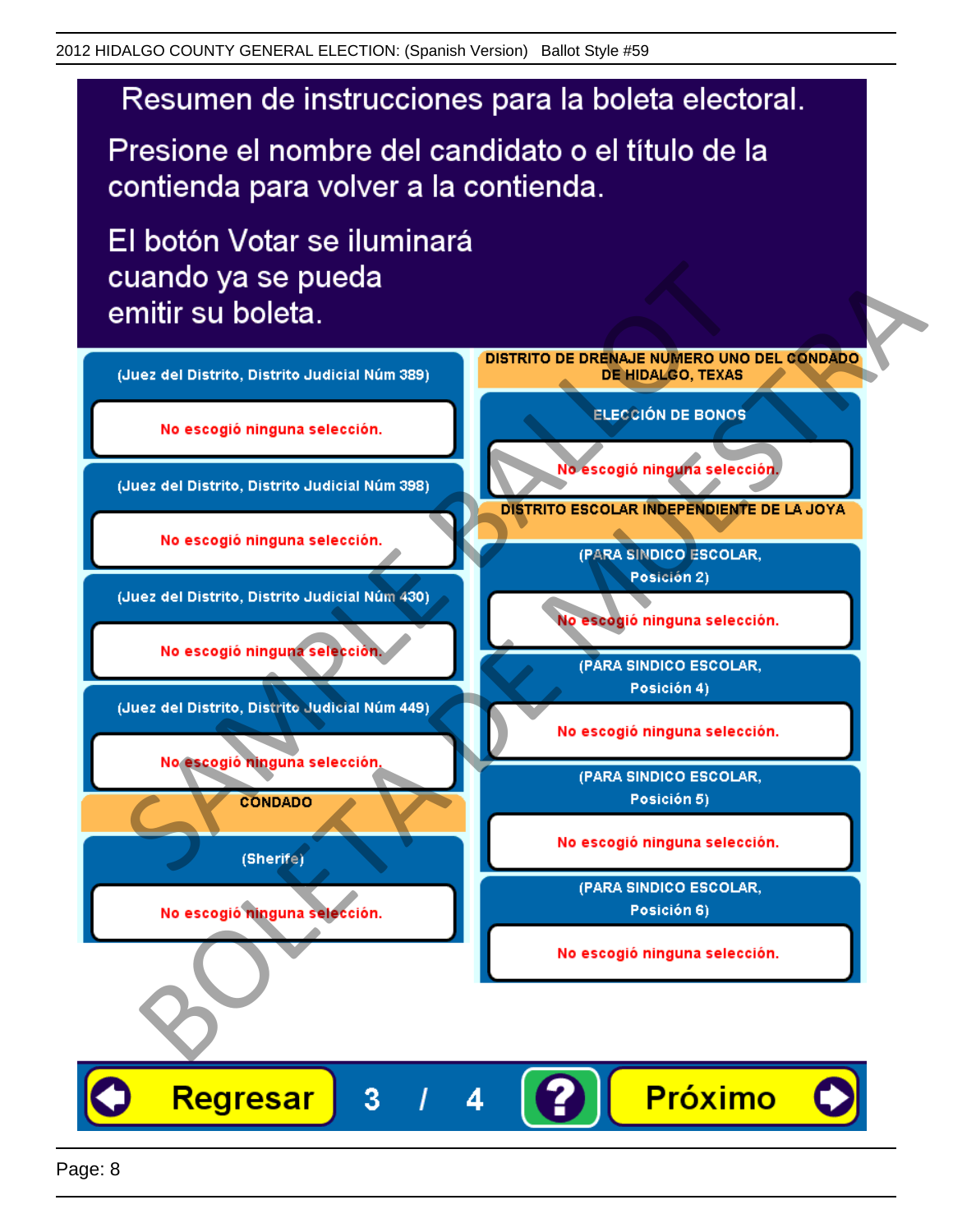2012 HIDALGO COUNTY GENERAL ELECTION: (Spanish Version) Ballot Style #59

# Resumen de instrucciones para la boleta electoral.

Presione el nombre del candidato o el título de la contienda para volver a la contienda.

El botón Votar se iluminará cuando ya se pueda emitir su boleta.

**(Juez del Distrito, Distrito Judicial Núm 389)**

No escogió ninguna selección.

**(Juez del Distrito, Distrito Judicial Núm 398)**

No escogió ninguna selección.

**(Juez del Distrito, Distrito Judicial Núm 430)**

No escogió ninguna selección.

**(Juez del Distrito, Distrito Judicial Núm 449)**

No escogió ninguna selección.

## CONDADO

**(Sherife)**

No escogió ninguna selección.

## DISTRITO DE DRENAJE NUMERO UNO DEL CONDADO DE HIDALGO, TEXAS

**ELECCIÓN DE BONOS**

No escogió ninguna selección.

## DISTRITO ESCOLAR INDEPENDIENTE DE LA JOYA

**(PARA SINDICO ESCOLAR, Posición 2)**

No escogió ninguna selección.

**(PARA SINDICO ESCOLAR, Posición 4)**

No escogió ninguna selección.

**(PARA SINDICO ESCOLAR, Posición 5)**

No escogió ninguna selección.

**(PARA SINDICO ESCOLAR, Posición 6)**

No escogió ninguna selección.

Regresar 3 / 4 ? Próximo

SAMPLE BALLOT BOLETA DE MUESTRA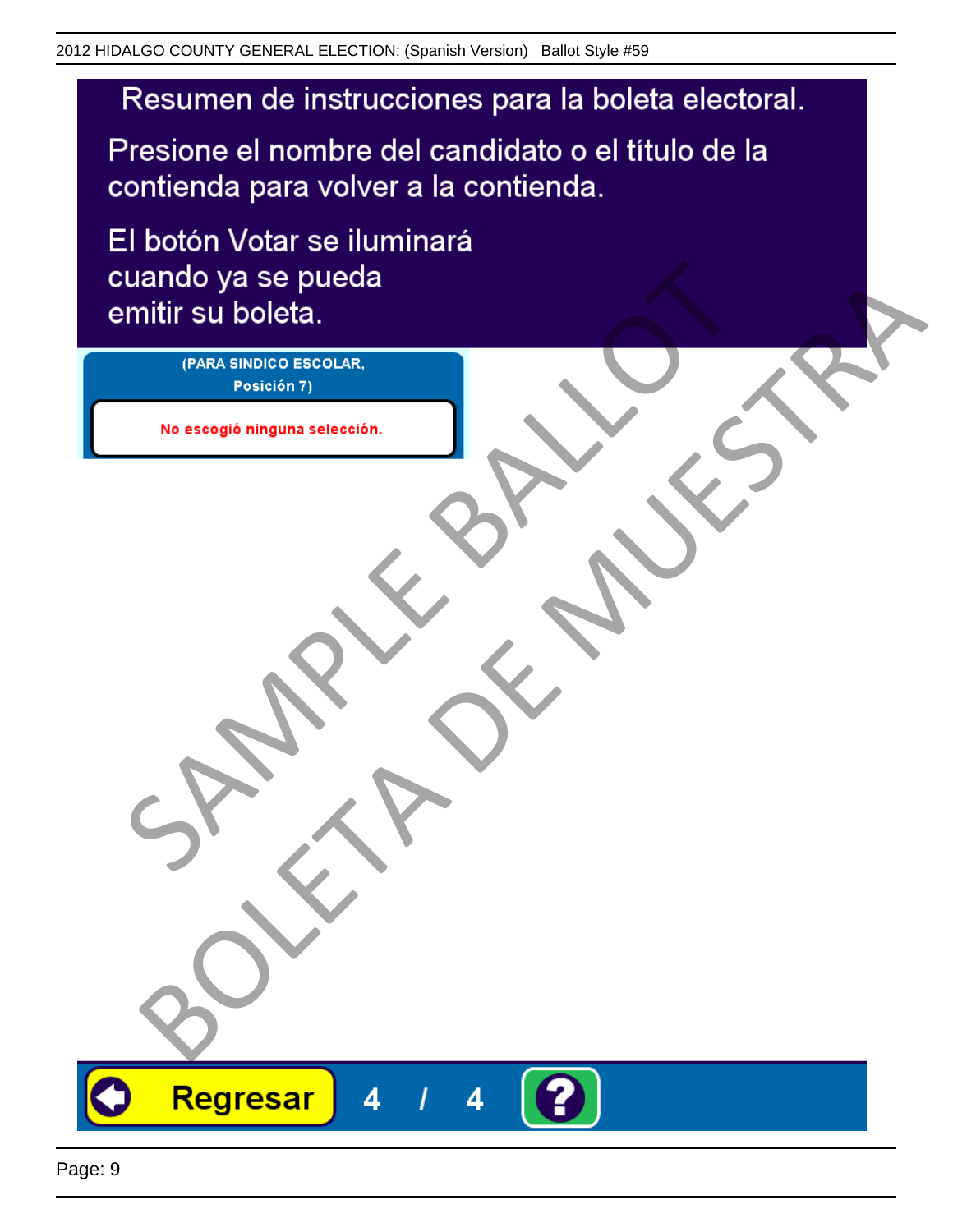# Resumen de instrucciones para la boleta electoral.

Presione el nombre del candidato o el título de la contienda para volver a la contienda.

El botón Votar se iluminará cuando ya se pueda emitir su boleta.

**(PARA SINDICO ESCOLAR, Posición 7)**

No escogió ninguna selección.

SAMPLE BALLOT

BOLETA DE MUESTRA

Regresar

4 / 4

?